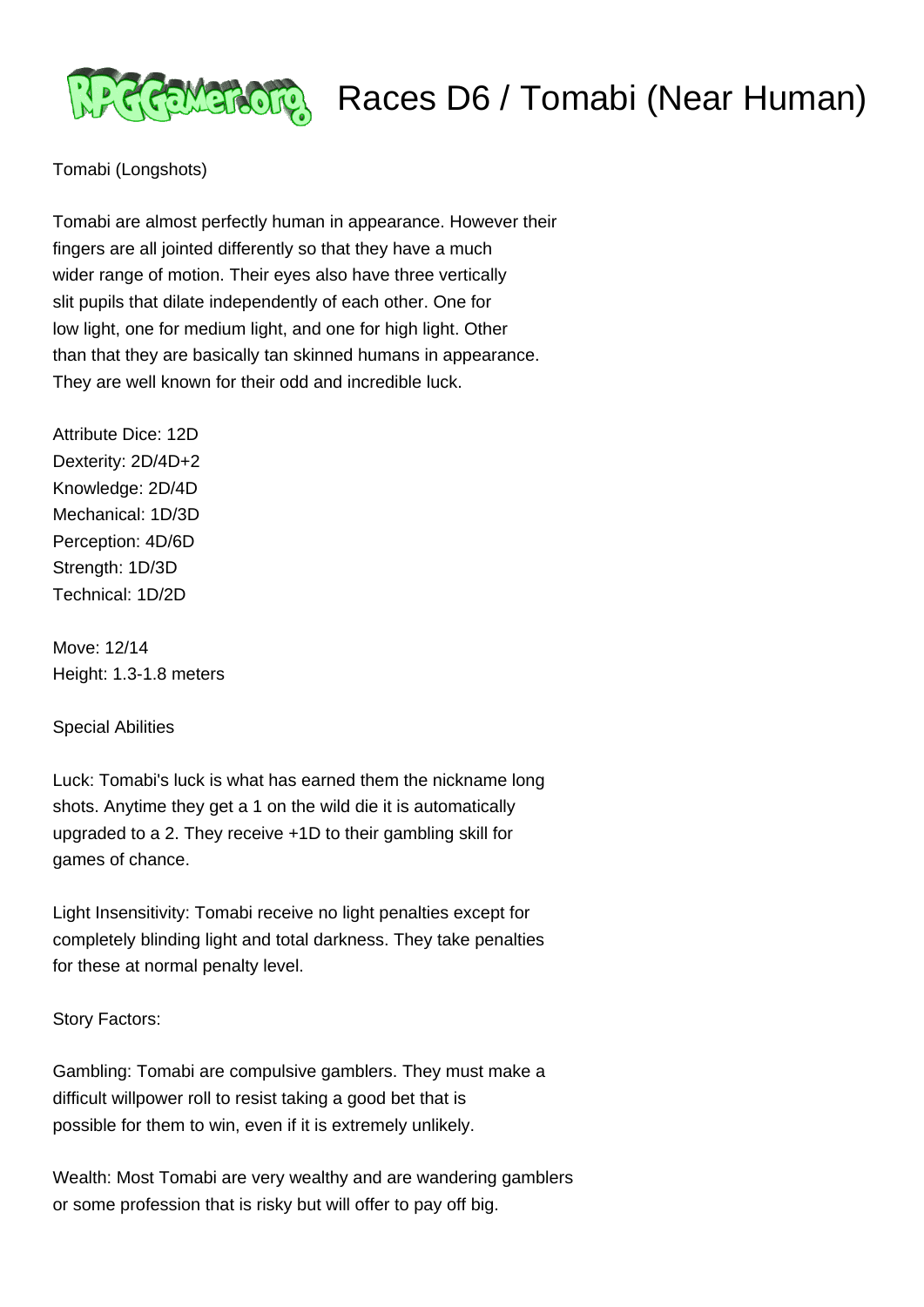# Races D6 / Tomabi (Near Human)

Tomabi (Longshots)

Tomabi are almost perfectly human in appearance. However their fingers are all jointed differently so that they have a much wider range of motion. Their eyes also have three vertically slit pupils that dilate independently of each other. One for low light, one for medium light, and one for high light. Other than that they are basically tan skinned humans in appearance. They are well known for their odd and incredible luck.

Attribute Dice: 12D
Dexterity: 2D/4D+2
Knowledge: 2D/4D
Mechanical: 1D/3D
Perception: 4D/6D
Strength: 1D/3D
Technical: 1D/2D

Move: 12/14
Height: 1.3-1.8 meters

Special Abilities

Luck: Tomabi's luck is what has earned them the nickname long shots. Anytime they get a 1 on the wild die it is automatically upgraded to a 2. They receive +1D to their gambling skill for games of chance.

Light Insensitivity: Tomabi receive no light penalties except for completely blinding light and total darkness. They take penalties for these at normal penalty level.

Story Factors:

Gambling: Tomabi are compulsive gamblers. They must make a difficult willpower roll to resist taking a good bet that is possible for them to win, even if it is extremely unlikely.

Wealth: Most Tomabi are very wealthy and are wandering gamblers or some profession that is risky but will offer to pay off big.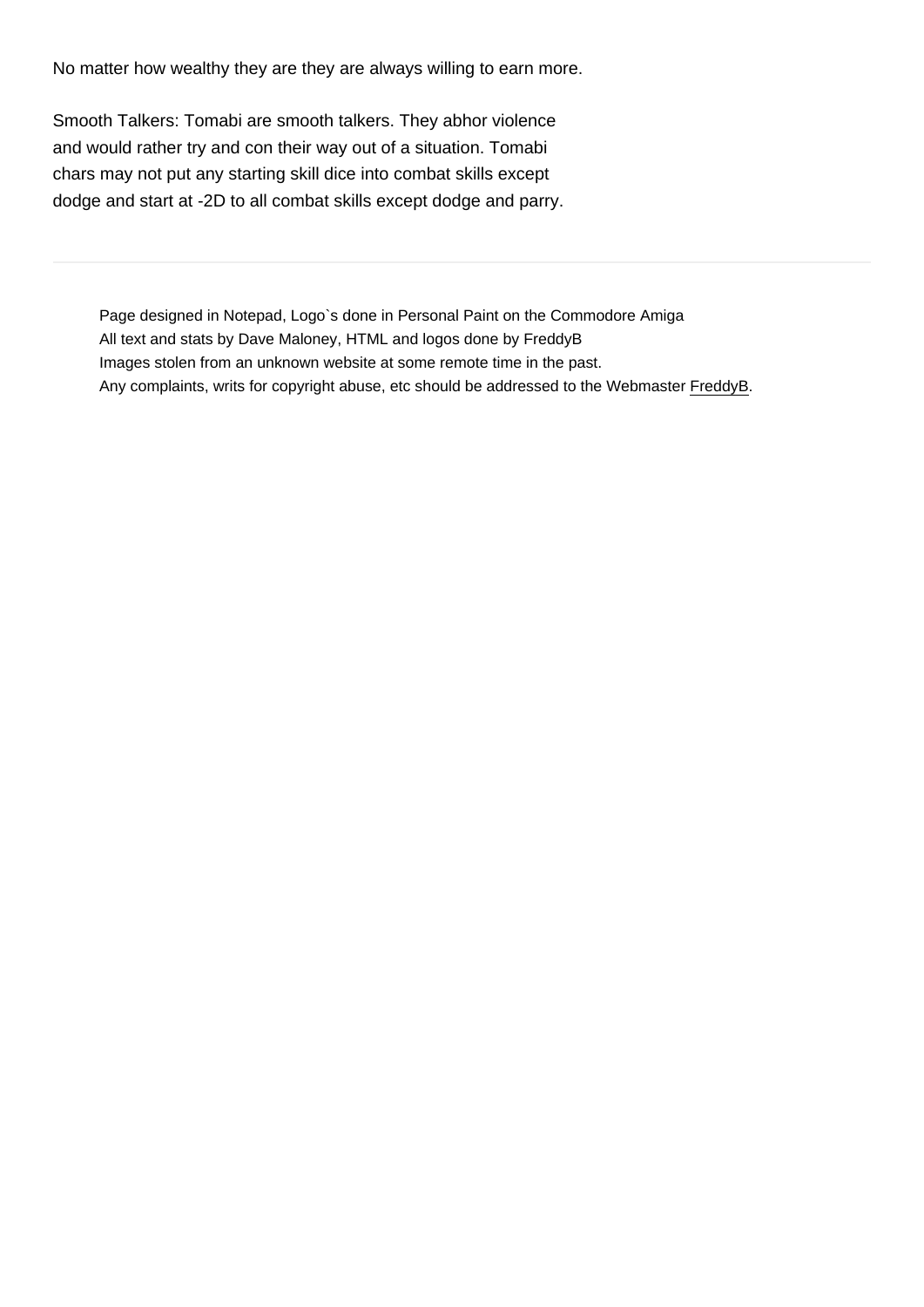No matter how wealthy they are they are always willing to earn more.

Smooth Talkers: Tomabi are smooth talkers. They abhor violence and would rather try and con their way out of a situation. Tomabi chars may not put any starting skill dice into combat skills except dodge and start at -2D to all combat skills except dodge and parry.

---

Page designed in Notepad, Logo`s done in Personal Paint on the Commodore Amiga
All text and stats by Dave Maloney, HTML and logos done by FreddyB
Images stolen from an unknown website at some remote time in the past.
Any complaints, writs for copyright abuse, etc should be addressed to the Webmaster FreddyB.